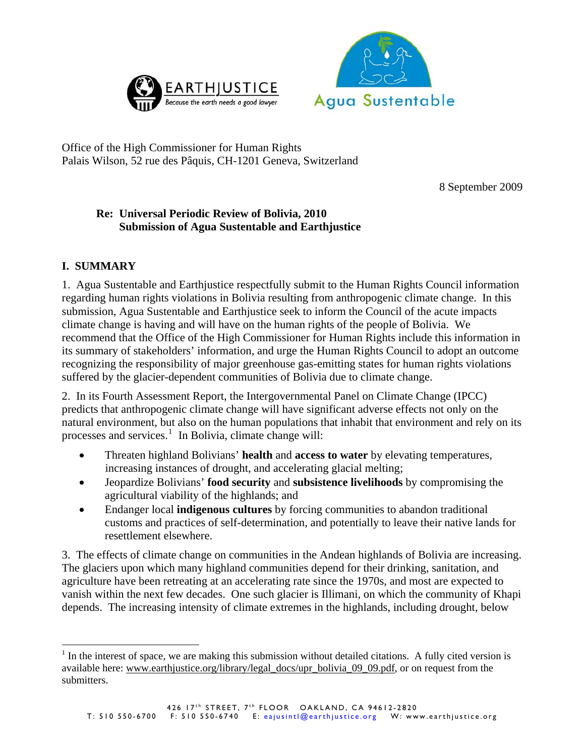Office of the High Commissioner for Human Rights
Palais Wilson, 52 rue des Pâquis, CH-1201 Geneva, Switzerland

8 September 2009

**Re: Universal Periodic Review of Bolivia, 2010**
**Submission of Agua Sustentable and Earthjustice**

## I. SUMMARY

1. Agua Sustentable and Earthjustice respectfully submit to the Human Rights Council information regarding human rights violations in Bolivia resulting from anthropogenic climate change. In this submission, Agua Sustentable and Earthjustice seek to inform the Council of the acute impacts climate change is having and will have on the human rights of the people of Bolivia. We recommend that the Office of the High Commissioner for Human Rights include this information in its summary of stakeholders' information, and urge the Human Rights Council to adopt an outcome recognizing the responsibility of major greenhouse gas-emitting states for human rights violations suffered by the glacier-dependent communities of Bolivia due to climate change.

2. In its Fourth Assessment Report, the Intergovernmental Panel on Climate Change (IPCC) predicts that anthropogenic climate change will have significant adverse effects not only on the natural environment, but also on the human populations that inhabit that environment and rely on its processes and services.[1] In Bolivia, climate change will:

- Threaten highland Bolivians' **health** and **access to water** by elevating temperatures, increasing instances of drought, and accelerating glacial melting;
- Jeopardize Bolivians' **food security** and **subsistence livelihoods** by compromising the agricultural viability of the highlands; and
- Endanger local **indigenous cultures** by forcing communities to abandon traditional customs and practices of self-determination, and potentially to leave their native lands for resettlement elsewhere.

3. The effects of climate change on communities in the Andean highlands of Bolivia are increasing. The glaciers upon which many highland communities depend for their drinking, sanitation, and agriculture have been retreating at an accelerating rate since the 1970s, and most are expected to vanish within the next few decades. One such glacier is Illimani, on which the community of Khapi depends. The increasing intensity of climate extremes in the highlands, including drought, below

[1] In the interest of space, we are making this submission without detailed citations. A fully cited version is available here: www.earthjustice.org/library/legal_docs/upr_bolivia_09_09.pdf, or on request from the submitters.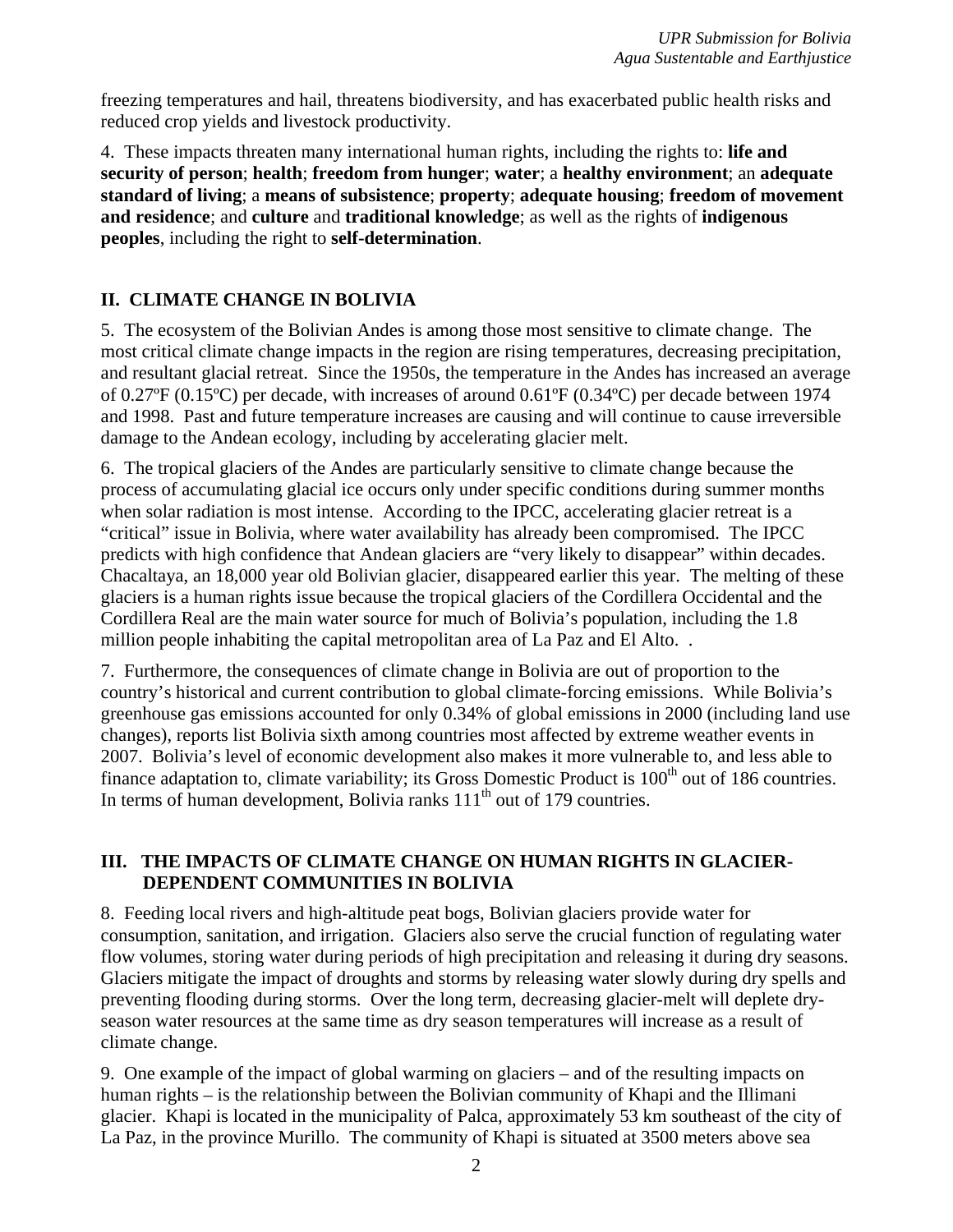freezing temperatures and hail, threatens biodiversity, and has exacerbated public health risks and reduced crop yields and livestock productivity.

4. These impacts threaten many international human rights, including the rights to: **life and security of person**; **health**; **freedom from hunger**; **water**; a **healthy environment**; an **adequate standard of living**; a **means of subsistence**; **property**; **adequate housing**; **freedom of movement and residence**; and **culture** and **traditional knowledge**; as well as the rights of **indigenous peoples**, including the right to **self-determination**.

## II. CLIMATE CHANGE IN BOLIVIA

5. The ecosystem of the Bolivian Andes is among those most sensitive to climate change. The most critical climate change impacts in the region are rising temperatures, decreasing precipitation, and resultant glacial retreat. Since the 1950s, the temperature in the Andes has increased an average of 0.27ºF (0.15ºC) per decade, with increases of around 0.61ºF (0.34ºC) per decade between 1974 and 1998. Past and future temperature increases are causing and will continue to cause irreversible damage to the Andean ecology, including by accelerating glacier melt.

6. The tropical glaciers of the Andes are particularly sensitive to climate change because the process of accumulating glacial ice occurs only under specific conditions during summer months when solar radiation is most intense. According to the IPCC, accelerating glacier retreat is a "critical" issue in Bolivia, where water availability has already been compromised. The IPCC predicts with high confidence that Andean glaciers are "very likely to disappear" within decades. Chacaltaya, an 18,000 year old Bolivian glacier, disappeared earlier this year. The melting of these glaciers is a human rights issue because the tropical glaciers of the Cordillera Occidental and the Cordillera Real are the main water source for much of Bolivia's population, including the 1.8 million people inhabiting the capital metropolitan area of La Paz and El Alto. .

7. Furthermore, the consequences of climate change in Bolivia are out of proportion to the country's historical and current contribution to global climate-forcing emissions. While Bolivia's greenhouse gas emissions accounted for only 0.34% of global emissions in 2000 (including land use changes), reports list Bolivia sixth among countries most affected by extreme weather events in 2007. Bolivia's level of economic development also makes it more vulnerable to, and less able to finance adaptation to, climate variability; its Gross Domestic Product is 100th out of 186 countries. In terms of human development, Bolivia ranks 111th out of 179 countries.

## III. THE IMPACTS OF CLIMATE CHANGE ON HUMAN RIGHTS IN GLACIER-DEPENDENT COMMUNITIES IN BOLIVIA

8. Feeding local rivers and high-altitude peat bogs, Bolivian glaciers provide water for consumption, sanitation, and irrigation. Glaciers also serve the crucial function of regulating water flow volumes, storing water during periods of high precipitation and releasing it during dry seasons. Glaciers mitigate the impact of droughts and storms by releasing water slowly during dry spells and preventing flooding during storms. Over the long term, decreasing glacier-melt will deplete dry-season water resources at the same time as dry season temperatures will increase as a result of climate change.

9. One example of the impact of global warming on glaciers – and of the resulting impacts on human rights – is the relationship between the Bolivian community of Khapi and the Illimani glacier. Khapi is located in the municipality of Palca, approximately 53 km southeast of the city of La Paz, in the province Murillo. The community of Khapi is situated at 3500 meters above sea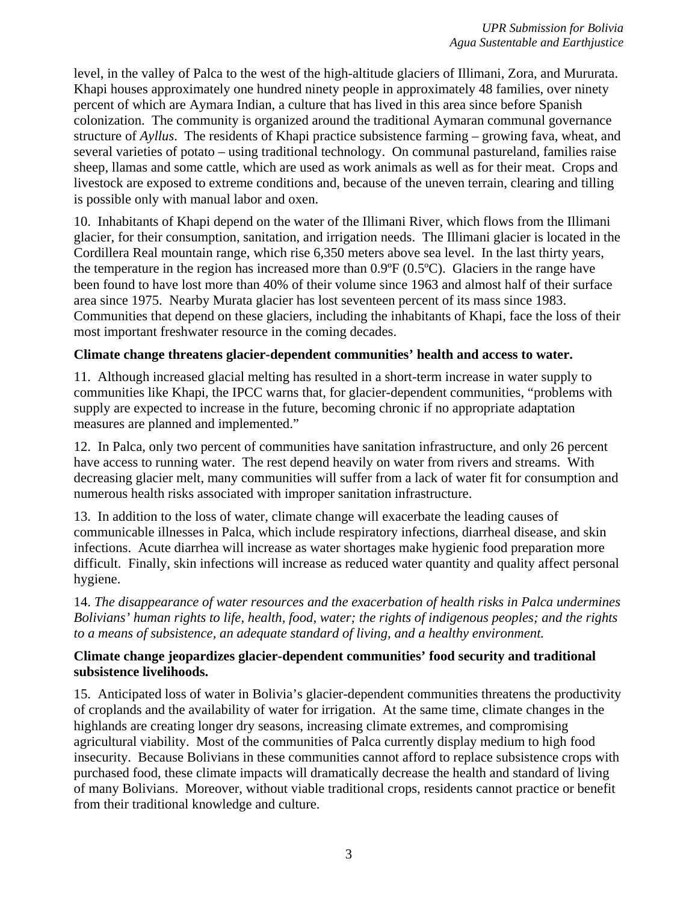level, in the valley of Palca to the west of the high-altitude glaciers of Illimani, Zora, and Mururata. Khapi houses approximately one hundred ninety people in approximately 48 families, over ninety percent of which are Aymara Indian, a culture that has lived in this area since before Spanish colonization. The community is organized around the traditional Aymaran communal governance structure of *Ayllus*. The residents of Khapi practice subsistence farming – growing fava, wheat, and several varieties of potato – using traditional technology. On communal pastureland, families raise sheep, llamas and some cattle, which are used as work animals as well as for their meat. Crops and livestock are exposed to extreme conditions and, because of the uneven terrain, clearing and tilling is possible only with manual labor and oxen.

10. Inhabitants of Khapi depend on the water of the Illimani River, which flows from the Illimani glacier, for their consumption, sanitation, and irrigation needs. The Illimani glacier is located in the Cordillera Real mountain range, which rise 6,350 meters above sea level. In the last thirty years, the temperature in the region has increased more than 0.9ºF (0.5ºC). Glaciers in the range have been found to have lost more than 40% of their volume since 1963 and almost half of their surface area since 1975. Nearby Murata glacier has lost seventeen percent of its mass since 1983. Communities that depend on these glaciers, including the inhabitants of Khapi, face the loss of their most important freshwater resource in the coming decades.

**Climate change threatens glacier-dependent communities' health and access to water.**

11. Although increased glacial melting has resulted in a short-term increase in water supply to communities like Khapi, the IPCC warns that, for glacier-dependent communities, "problems with supply are expected to increase in the future, becoming chronic if no appropriate adaptation measures are planned and implemented."

12. In Palca, only two percent of communities have sanitation infrastructure, and only 26 percent have access to running water. The rest depend heavily on water from rivers and streams. With decreasing glacier melt, many communities will suffer from a lack of water fit for consumption and numerous health risks associated with improper sanitation infrastructure.

13. In addition to the loss of water, climate change will exacerbate the leading causes of communicable illnesses in Palca, which include respiratory infections, diarrheal disease, and skin infections. Acute diarrhea will increase as water shortages make hygienic food preparation more difficult. Finally, skin infections will increase as reduced water quantity and quality affect personal hygiene.

14. *The disappearance of water resources and the exacerbation of health risks in Palca undermines Bolivians' human rights to life, health, food, water; the rights of indigenous peoples; and the rights to a means of subsistence, an adequate standard of living, and a healthy environment.*

**Climate change jeopardizes glacier-dependent communities' food security and traditional subsistence livelihoods.**

15. Anticipated loss of water in Bolivia's glacier-dependent communities threatens the productivity of croplands and the availability of water for irrigation. At the same time, climate changes in the highlands are creating longer dry seasons, increasing climate extremes, and compromising agricultural viability. Most of the communities of Palca currently display medium to high food insecurity. Because Bolivians in these communities cannot afford to replace subsistence crops with purchased food, these climate impacts will dramatically decrease the health and standard of living of many Bolivians. Moreover, without viable traditional crops, residents cannot practice or benefit from their traditional knowledge and culture.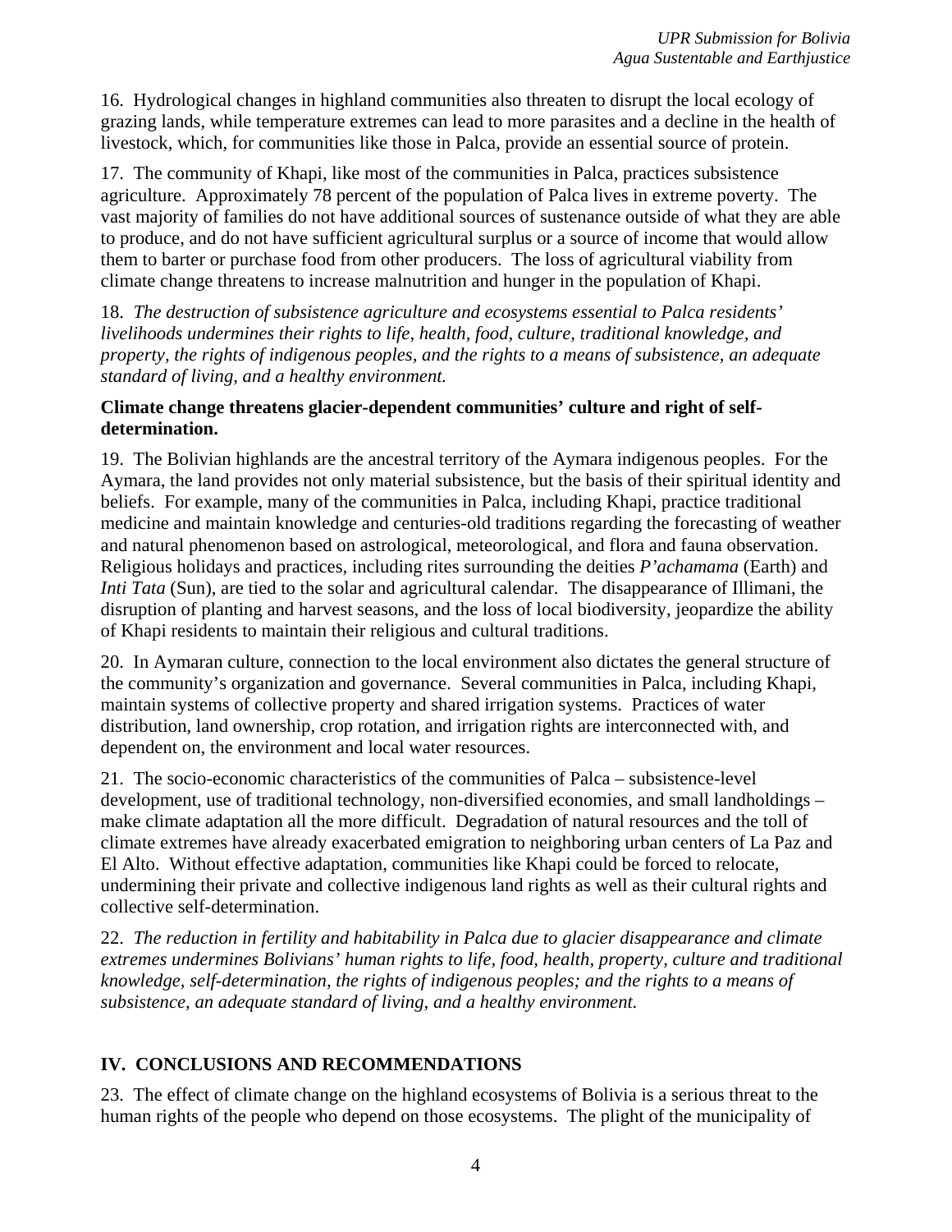16. Hydrological changes in highland communities also threaten to disrupt the local ecology of grazing lands, while temperature extremes can lead to more parasites and a decline in the health of livestock, which, for communities like those in Palca, provide an essential source of protein.

17. The community of Khapi, like most of the communities in Palca, practices subsistence agriculture. Approximately 78 percent of the population of Palca lives in extreme poverty. The vast majority of families do not have additional sources of sustenance outside of what they are able to produce, and do not have sufficient agricultural surplus or a source of income that would allow them to barter or purchase food from other producers. The loss of agricultural viability from climate change threatens to increase malnutrition and hunger in the population of Khapi.

18. *The destruction of subsistence agriculture and ecosystems essential to Palca residents' livelihoods undermines their rights to life, health, food, culture, traditional knowledge, and property, the rights of indigenous peoples, and the rights to a means of subsistence, an adequate standard of living, and a healthy environment.*

**Climate change threatens glacier-dependent communities' culture and right of self-determination.**

19. The Bolivian highlands are the ancestral territory of the Aymara indigenous peoples. For the Aymara, the land provides not only material subsistence, but the basis of their spiritual identity and beliefs. For example, many of the communities in Palca, including Khapi, practice traditional medicine and maintain knowledge and centuries-old traditions regarding the forecasting of weather and natural phenomenon based on astrological, meteorological, and flora and fauna observation. Religious holidays and practices, including rites surrounding the deities *P'achamama* (Earth) and *Inti Tata* (Sun), are tied to the solar and agricultural calendar. The disappearance of Illimani, the disruption of planting and harvest seasons, and the loss of local biodiversity, jeopardize the ability of Khapi residents to maintain their religious and cultural traditions.

20. In Aymaran culture, connection to the local environment also dictates the general structure of the community's organization and governance. Several communities in Palca, including Khapi, maintain systems of collective property and shared irrigation systems. Practices of water distribution, land ownership, crop rotation, and irrigation rights are interconnected with, and dependent on, the environment and local water resources.

21. The socio-economic characteristics of the communities of Palca – subsistence-level development, use of traditional technology, non-diversified economies, and small landholdings – make climate adaptation all the more difficult. Degradation of natural resources and the toll of climate extremes have already exacerbated emigration to neighboring urban centers of La Paz and El Alto. Without effective adaptation, communities like Khapi could be forced to relocate, undermining their private and collective indigenous land rights as well as their cultural rights and collective self-determination.

22. *The reduction in fertility and habitability in Palca due to glacier disappearance and climate extremes undermines Bolivians' human rights to life, food, health, property, culture and traditional knowledge, self-determination, the rights of indigenous peoples; and the rights to a means of subsistence, an adequate standard of living, and a healthy environment.*

## IV. CONCLUSIONS AND RECOMMENDATIONS

23. The effect of climate change on the highland ecosystems of Bolivia is a serious threat to the human rights of the people who depend on those ecosystems. The plight of the municipality of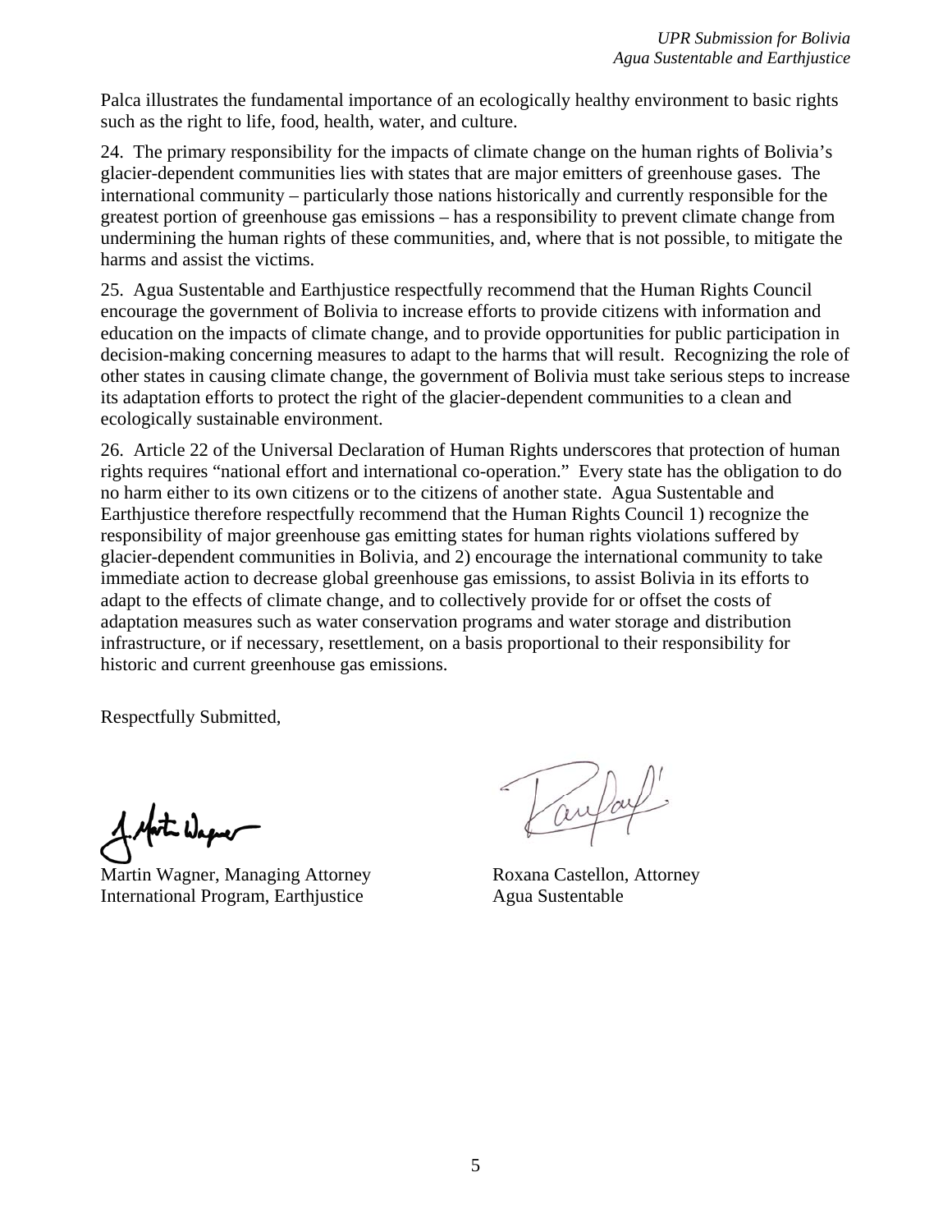Palca illustrates the fundamental importance of an ecologically healthy environment to basic rights such as the right to life, food, health, water, and culture.

24. The primary responsibility for the impacts of climate change on the human rights of Bolivia's glacier-dependent communities lies with states that are major emitters of greenhouse gases. The international community – particularly those nations historically and currently responsible for the greatest portion of greenhouse gas emissions – has a responsibility to prevent climate change from undermining the human rights of these communities, and, where that is not possible, to mitigate the harms and assist the victims.

25. Agua Sustentable and Earthjustice respectfully recommend that the Human Rights Council encourage the government of Bolivia to increase efforts to provide citizens with information and education on the impacts of climate change, and to provide opportunities for public participation in decision-making concerning measures to adapt to the harms that will result. Recognizing the role of other states in causing climate change, the government of Bolivia must take serious steps to increase its adaptation efforts to protect the right of the glacier-dependent communities to a clean and ecologically sustainable environment.

26. Article 22 of the Universal Declaration of Human Rights underscores that protection of human rights requires "national effort and international co-operation." Every state has the obligation to do no harm either to its own citizens or to the citizens of another state. Agua Sustentable and Earthjustice therefore respectfully recommend that the Human Rights Council 1) recognize the responsibility of major greenhouse gas emitting states for human rights violations suffered by glacier-dependent communities in Bolivia, and 2) encourage the international community to take immediate action to decrease global greenhouse gas emissions, to assist Bolivia in its efforts to adapt to the effects of climate change, and to collectively provide for or offset the costs of adaptation measures such as water conservation programs and water storage and distribution infrastructure, or if necessary, resettlement, on a basis proportional to their responsibility for historic and current greenhouse gas emissions.

Respectfully Submitted,

Martin Wagner, Managing Attorney
International Program, Earthjustice

Roxana Castellon, Attorney
Agua Sustentable